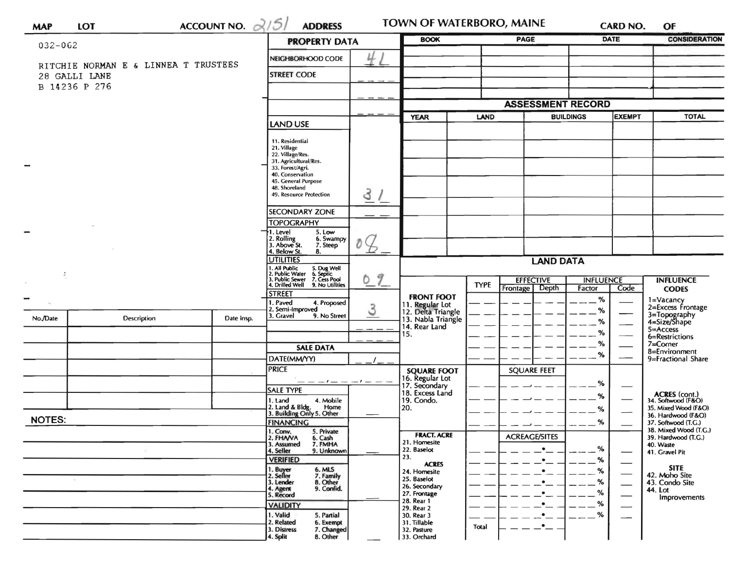MAP | LOT | ACCOUNT NO. 2151 | ADDRESS | TOWN OF WATERBORO, MAINE | CARD NO. | OF

032-062

RITCHIE NORMAN E & LINNEA T TRUSTEES
28 GALLI LANE
B 14236 P 276

## PROPERTY DATA

| Field | Value |
|---|---|
| NEIGHBORHOOD CODE | 4L |
| STREET CODE | |
| LAND USE (11. Residential, 21. Village, 22. Village/Res., 31. Agricultural/Res., 33. Forest/Agri., 40. Conservation, 45. General Purpose, 48. Shoreland, 49. Resource Protection) | 31 |
| SECONDARY ZONE | |
| TOPOGRAPHY (1. Level, 2. Rolling, 3. Above St., 4. Below St., 5. Low, 6. Swampy, 7. Steep, 8.) | 08 |
| UTILITIES (1. All Public, 2. Public Water, 3. Public Sewer, 4. Drilled Well, 5. Dug Well, 6. Septic, 7. Cess Pool, 9. No Utilities) | 09 |
| STREET (1. Paved, 2. Semi-Improved, 3. Gravel, 4. Proposed, 9. No Street) | 3 |

## SALE DATA

| Field | Value |
|---|---|
| DATE(MM/YY) | |
| PRICE | |
| SALE TYPE (1. Land, 2. Land & Bldg., 3. Building Only, 4. Mobile Home, 5. Other) | |
| FINANCING (1. Conv., 2. FHA/VA, 3. Assumed, 4. Seller, 5. Private, 6. Cash, 7. FMHA, 9. Unknown) | |
| VERIFIED (1. Buyer, 2. Seller, 3. Lender, 4. Agent, 5. Record, 6. MLS, 7. Family, 8. Other, 9. Confid.) | |
| VALIDITY (1. Valid, 2. Related, 3. Distress, 4. Split, 5. Partial, 6. Exempt, 7. Changed, 8. Other) | |

| BOOK | PAGE | DATE | CONSIDERATION |
|---|---|---|---|
| | | | |

## ASSESSMENT RECORD

| YEAR | LAND | BUILDINGS | EXEMPT | TOTAL |
|---|---|---|---|---|
| | | | | |

## LAND DATA

| | TYPE | EFFECTIVE Frontage | EFFECTIVE Depth | INFLUENCE Factor | INFLUENCE Code |
|---|---|---|---|---|---|
| FRONT FOOT | | | | | |
| 11. Regular Lot | | | | % | |
| 12. Delta Triangle | | | | % | |
| 13. Nabla Triangle | | | | % | |
| 14. Rear Land | | | | % | |
| 15. | | | | % | |
| SQUARE FOOT | | SQUARE FEET | | | |
| 16. Regular Lot | | | | % | |
| 17. Secondary | | | | % | |
| 18. Excess Land | | | | % | |
| 19. Condo. | | | | % | |
| 20. | | | | | |
| FRACT. ACRE | | ACREAGE/SITES | | | |
| 21. Homesite | | | | % | |
| 22. Baselot | | | | % | |
| 23. | | | | % | |
| ACRES | | | | | |
| 24. Homesite | | | | % | |
| 25. Baselot | | | | % | |
| 26. Secondary | | | | % | |
| 27. Frontage | | | | % | |
| 28. Rear 1 | | | | % | |
| 29. Rear 2 | | | | % | |
| 30. Rear 3 | | | | | |
| 31. Tillable | Total | | | | |
| 32. Pasture | | | | | |
| 33. Orchard | | | | | |

**INFLUENCE CODES**
1=Vacancy
2=Excess Frontage
3=Topography
4=Size/Shape
5=Access
6=Restrictions
7=Corner
8=Environment
9=Fractional Share

**ACRES (cont.)**
34. Softwood (F&O)
35. Mixed Wood (F&O)
36. Hardwood (F&O)
37. Softwood (T.G.)
38. Mixed Wood (T.G.)
39. Hardwood (T.G.)
40. Waste
41. Gravel Pit

**SITE**
42. Moho Site
43. Condo Site
44. Lot Improvements

| No./Date | Description | Date Insp. |
|---|---|---|
| | | |

NOTES: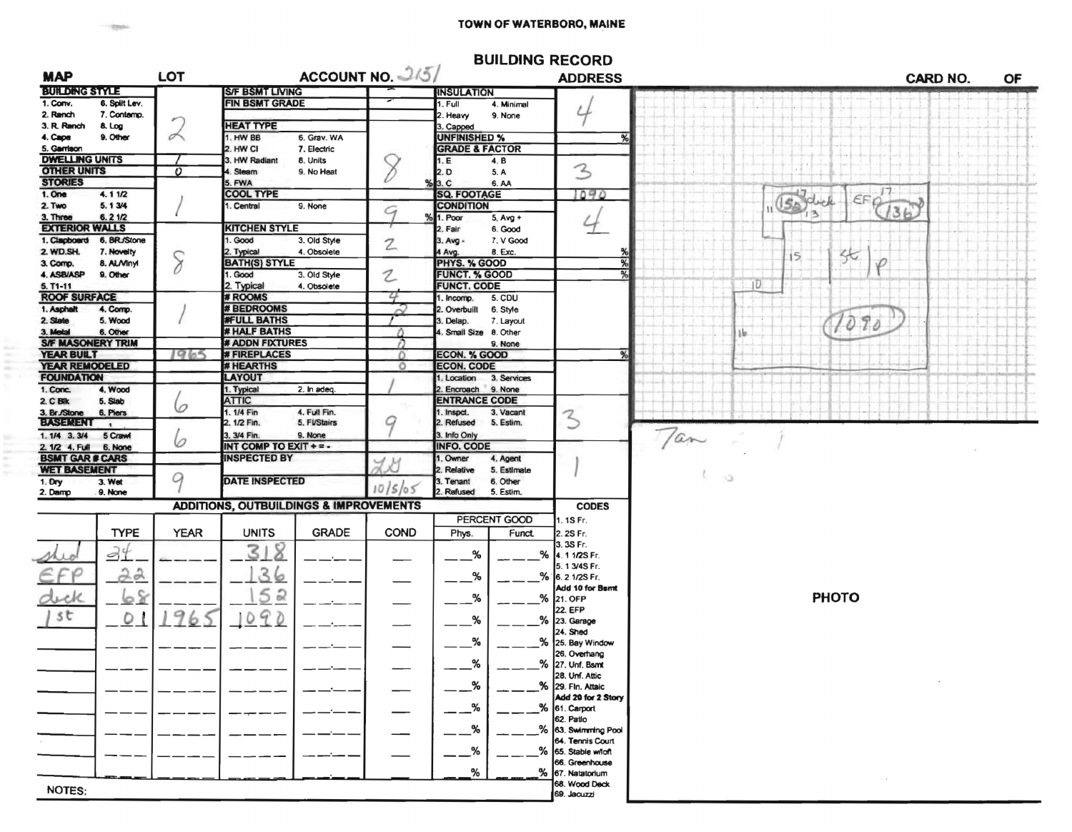**TOWN OF WATERBORO, MAINE**

## BUILDING RECORD

MAP | LOT | ACCOUNT NO. 2151 | ADDRESS | CARD NO. | OF

| | | | | | |
|---|---|---|---|---|---|
| **BUILDING STYLE** 1. Conv. 6. Split Lev. 2. Ranch 7. Contemp. 3. R. Ranch 8. Log 4. Cape 9. Other 5. Garrison | 2 | **S/F BSMT LIVING** | - | **INSULATION** 1. Full 4. Minimal 2. Heavy 9. None 3. Capped | 4 |
| | | **FIN BSMT GRADE** | - | | |
| **DWELLING UNITS** | 1 | **HEAT TYPE** 1. HW BB 6. Grav. WA 2. HW CI 7. Electric 3. HW Radiant 8. Units 4. Steam 9. No Heat 5. FWA | 8 % | **UNFINISHED %** | % |
| **OTHER UNITS** | 0 | | | **GRADE & FACTOR** 1. E 4. B 2. D 5. A 3. C 6. AA | 3 |
| **STORIES** 1. One 4. 1 1/2 2. Two 5. 1 3/4 3. Three 6. 2 1/2 | 1 | **COOL TYPE** 1. Central 9. None | 9 % | **SQ. FOOTAGE** | 1090 |
| | | | | **CONDITION** 1. Poor 5. Avg + 2. Fair 6. Good 3. Avg - 7. V Good 4. Avg. 8. Exc. | 4 |
| **EXTERIOR WALLS** 1. Clapboard 6. BR/Stone 2. WD.SH. 7. Novelty 3. Comp. 8. AL/Vinyl 4. ASB/ASP 9. Other 5. T1-11 | 8 | **KITCHEN STYLE** 1. Good 3. Old Style 2. Typical 4. Obsolete | 2 | | |
| | | **BATH(S) STYLE** 1. Good 3. Old Style 2. Typical 4. Obsolete | 2 | **PHYS. % GOOD** | % |
| | | | | **FUNCT. % GOOD** | % |
| **ROOF SURFACE** 1. Asphalt 4. Comp. 2. Slate 5. Wood 3. Metal 6. Other | 1 | **# ROOMS** | 4 | **FUNCT. CODE** 1. Incomp. 5. CDU 2. Overbuilt 6. Style 3. Delap. 7. Layout 4. Small Size 8. Other 9. None | |
| | | **# BEDROOMS** | 2 | | |
| | | **#FULL BATHS** | 1 | | |
| | | **# HALF BATHS** | 0 | | |
| **S/F MASONERY TRIM** | | **# ADDN FIXTURES** | 0 | | |
| **YEAR BUILT** | 1965 | **# FIREPLACES** | 0 | **ECON. % GOOD** | % |
| **YEAR REMODELED** | | **# HEARTHS** | 0 | **ECON. CODE** 1. Location 3. Services 2. Encroach 9. None | |
| **FOUNDATION** 1. Conc. 4. Wood 2. C Blk 5. Slab 3. Br./Stone 6. Piers | 6 | **LAYOUT** 1. Typical 2. In adeq. | 1 | | |
| **BASEMENT** 1. 1/4 3. 3/4 5 Crawl 2. 1/2 4. Full 6. None | 6 | **ATTIC** 1. 1/4 Fin 4. Full Fin. 2. 1/2 Fin. 5. Fl/Stairs 3. 3/4 Fin. 9. None | 9 | **ENTRANCE CODE** 1. Inspct. 3. Vacant 2. Refused 5. Estim. 3. Info Only | 3 |
| **BSMT GAR # CARS** | | **INT COMP TO EXIT + = -** | | **INFO. CODE** 1. Owner 4. Agent 2. Relative 5. Estimate 3. Tenant 6. Other 2. Refused 5. Estim. | 1 |
| **WET BASEMENT** 1. Dry 3. Wet 2. Damp 9. None | 9 | **INSPECTED BY** | LG | | |
| | | **DATE INSPECTED** | 10/5/05 | | |

Sketch: deck 152 (17 x 13, 11), EFP 136 (17, 8), 1st P 1090 (15, 10, 16)

Tan

### ADDITIONS, OUTBUILDINGS & IMPROVEMENTS

| | TYPE | YEAR | UNITS | GRADE | COND | Phys. | Funct. |
|---|---|---|---|---|---|---|---|
| shed | 24 | | 318 | | | % | % |
| EFP | 22 | | 136 | | | % | % |
| deck | 68 | | 152 | | | % | % |
| 1st | 01 | 1965 | 1090 | | | % | % |

**CODES**
1. 1S Fr.
2. 2S Fr.
3. 3S Fr.
4. 1 1/2S Fr.
5. 1 3/4S Fr.
6. 2 1/2S Fr.

Add 10 for Bsmt

21. OFP
22. EFP
23. Garage
24. Shed
25. Bay Window
26. Overhang
27. Unf. Bsmt
28. Unf. Attic
29. Fin. Attaic

Add 20 for 2 Story

61. Carport
62. Patio
63. Swimming Pool
64. Tennis Court
65. Stable w/loft
66. Greenhouse
67. Natatorium
68. Wood Deck
69. Jacuzzi

NOTES:

PHOTO